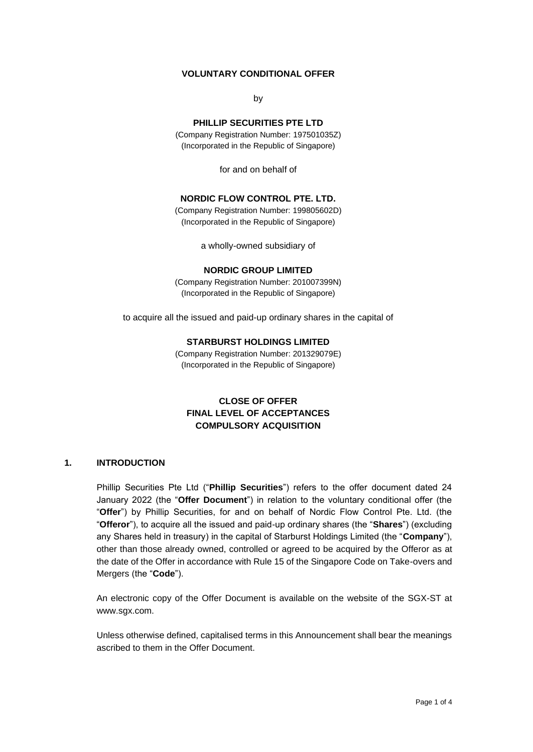**VOLUNTARY CONDITIONAL OFFER**

by

**PHILLIP SECURITIES PTE LTD**

(Company Registration Number: 197501035Z)
(Incorporated in the Republic of Singapore)

for and on behalf of

**NORDIC FLOW CONTROL PTE. LTD.**

(Company Registration Number: 199805602D)
(Incorporated in the Republic of Singapore)

a wholly-owned subsidiary of

**NORDIC GROUP LIMITED**

(Company Registration Number: 201007399N)
(Incorporated in the Republic of Singapore)

to acquire all the issued and paid-up ordinary shares in the capital of

**STARBURST HOLDINGS LIMITED**

(Company Registration Number: 201329079E)
(Incorporated in the Republic of Singapore)

**CLOSE OF OFFER**
**FINAL LEVEL OF ACCEPTANCES**
**COMPULSORY ACQUISITION**

## 1. INTRODUCTION

Phillip Securities Pte Ltd ("**Phillip Securities**") refers to the offer document dated 24 January 2022 (the "**Offer Document**") in relation to the voluntary conditional offer (the "**Offer**") by Phillip Securities, for and on behalf of Nordic Flow Control Pte. Ltd. (the "**Offeror**"), to acquire all the issued and paid-up ordinary shares (the "**Shares**") (excluding any Shares held in treasury) in the capital of Starburst Holdings Limited (the "**Company**"), other than those already owned, controlled or agreed to be acquired by the Offeror as at the date of the Offer in accordance with Rule 15 of the Singapore Code on Take-overs and Mergers (the "**Code**").

An electronic copy of the Offer Document is available on the website of the SGX-ST at www.sgx.com.

Unless otherwise defined, capitalised terms in this Announcement shall bear the meanings ascribed to them in the Offer Document.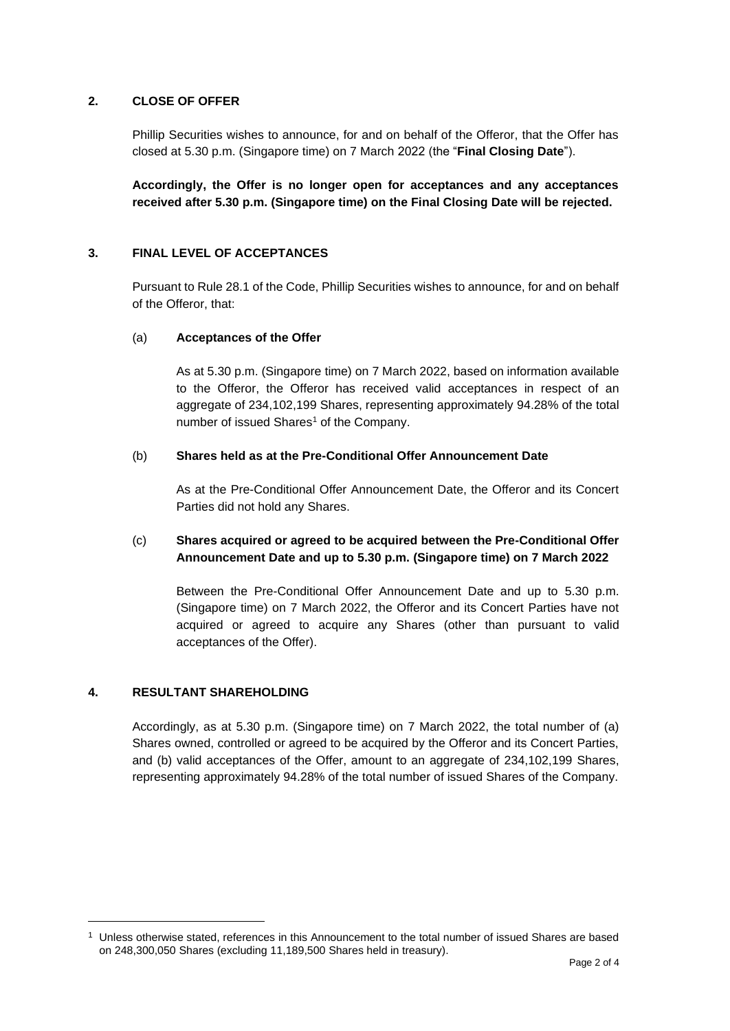## 2. CLOSE OF OFFER

Phillip Securities wishes to announce, for and on behalf of the Offeror, that the Offer has closed at 5.30 p.m. (Singapore time) on 7 March 2022 (the "**Final Closing Date**").

**Accordingly, the Offer is no longer open for acceptances and any acceptances received after 5.30 p.m. (Singapore time) on the Final Closing Date will be rejected.**

## 3. FINAL LEVEL OF ACCEPTANCES

Pursuant to Rule 28.1 of the Code, Phillip Securities wishes to announce, for and on behalf of the Offeror, that:

### (a) Acceptances of the Offer

As at 5.30 p.m. (Singapore time) on 7 March 2022, based on information available to the Offeror, the Offeror has received valid acceptances in respect of an aggregate of 234,102,199 Shares, representing approximately 94.28% of the total number of issued Shares[1] of the Company.

### (b) Shares held as at the Pre-Conditional Offer Announcement Date

As at the Pre-Conditional Offer Announcement Date, the Offeror and its Concert Parties did not hold any Shares.

### (c) Shares acquired or agreed to be acquired between the Pre-Conditional Offer Announcement Date and up to 5.30 p.m. (Singapore time) on 7 March 2022

Between the Pre-Conditional Offer Announcement Date and up to 5.30 p.m. (Singapore time) on 7 March 2022, the Offeror and its Concert Parties have not acquired or agreed to acquire any Shares (other than pursuant to valid acceptances of the Offer).

## 4. RESULTANT SHAREHOLDING

Accordingly, as at 5.30 p.m. (Singapore time) on 7 March 2022, the total number of (a) Shares owned, controlled or agreed to be acquired by the Offeror and its Concert Parties, and (b) valid acceptances of the Offer, amount to an aggregate of 234,102,199 Shares, representing approximately 94.28% of the total number of issued Shares of the Company.

---

[1] Unless otherwise stated, references in this Announcement to the total number of issued Shares are based on 248,300,050 Shares (excluding 11,189,500 Shares held in treasury).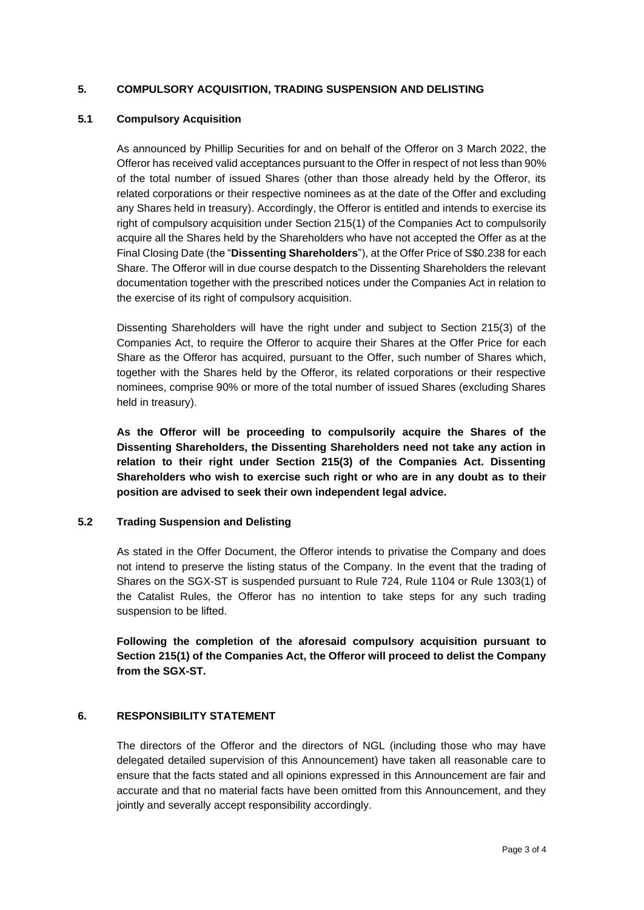## 5. COMPULSORY ACQUISITION, TRADING SUSPENSION AND DELISTING

### 5.1 Compulsory Acquisition

As announced by Phillip Securities for and on behalf of the Offeror on 3 March 2022, the Offeror has received valid acceptances pursuant to the Offer in respect of not less than 90% of the total number of issued Shares (other than those already held by the Offeror, its related corporations or their respective nominees as at the date of the Offer and excluding any Shares held in treasury). Accordingly, the Offeror is entitled and intends to exercise its right of compulsory acquisition under Section 215(1) of the Companies Act to compulsorily acquire all the Shares held by the Shareholders who have not accepted the Offer as at the Final Closing Date (the "**Dissenting Shareholders**"), at the Offer Price of S$0.238 for each Share. The Offeror will in due course despatch to the Dissenting Shareholders the relevant documentation together with the prescribed notices under the Companies Act in relation to the exercise of its right of compulsory acquisition.

Dissenting Shareholders will have the right under and subject to Section 215(3) of the Companies Act, to require the Offeror to acquire their Shares at the Offer Price for each Share as the Offeror has acquired, pursuant to the Offer, such number of Shares which, together with the Shares held by the Offeror, its related corporations or their respective nominees, comprise 90% or more of the total number of issued Shares (excluding Shares held in treasury).

**As the Offeror will be proceeding to compulsorily acquire the Shares of the Dissenting Shareholders, the Dissenting Shareholders need not take any action in relation to their right under Section 215(3) of the Companies Act. Dissenting Shareholders who wish to exercise such right or who are in any doubt as to their position are advised to seek their own independent legal advice.**

### 5.2 Trading Suspension and Delisting

As stated in the Offer Document, the Offeror intends to privatise the Company and does not intend to preserve the listing status of the Company. In the event that the trading of Shares on the SGX-ST is suspended pursuant to Rule 724, Rule 1104 or Rule 1303(1) of the Catalist Rules, the Offeror has no intention to take steps for any such trading suspension to be lifted.

**Following the completion of the aforesaid compulsory acquisition pursuant to Section 215(1) of the Companies Act, the Offeror will proceed to delist the Company from the SGX-ST.**

## 6. RESPONSIBILITY STATEMENT

The directors of the Offeror and the directors of NGL (including those who may have delegated detailed supervision of this Announcement) have taken all reasonable care to ensure that the facts stated and all opinions expressed in this Announcement are fair and accurate and that no material facts have been omitted from this Announcement, and they jointly and severally accept responsibility accordingly.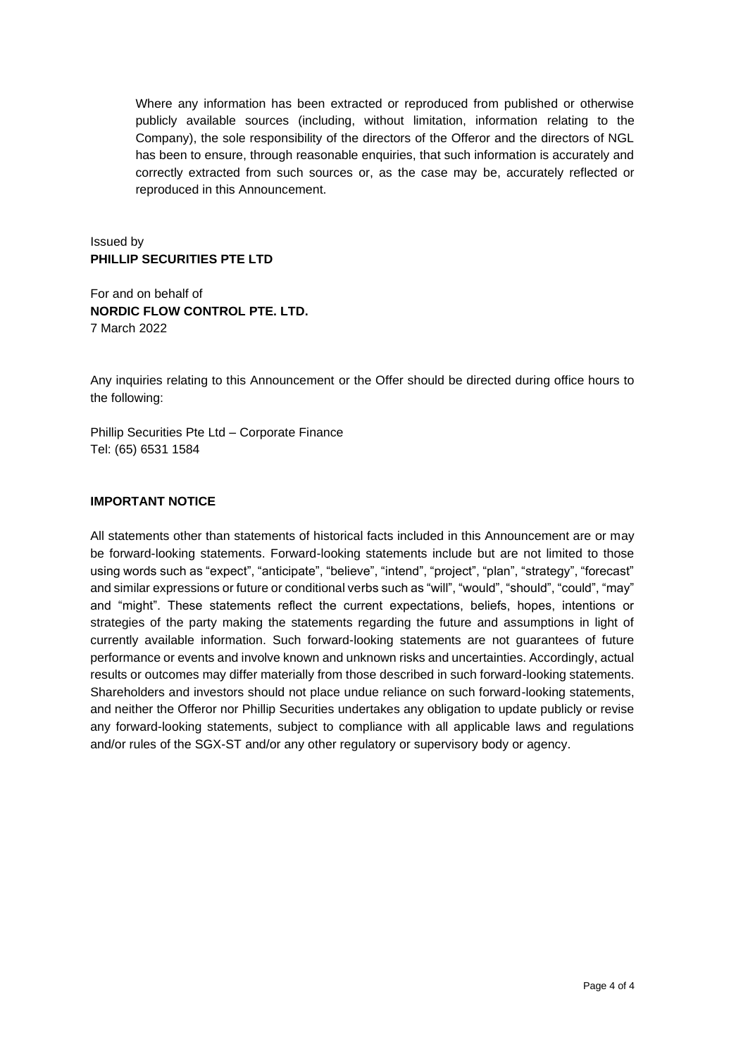Where any information has been extracted or reproduced from published or otherwise publicly available sources (including, without limitation, information relating to the Company), the sole responsibility of the directors of the Offeror and the directors of NGL has been to ensure, through reasonable enquiries, that such information is accurately and correctly extracted from such sources or, as the case may be, accurately reflected or reproduced in this Announcement.

Issued by
**PHILLIP SECURITIES PTE LTD**

For and on behalf of
**NORDIC FLOW CONTROL PTE. LTD.**
7 March 2022

Any inquiries relating to this Announcement or the Offer should be directed during office hours to the following:

Phillip Securities Pte Ltd – Corporate Finance
Tel: (65) 6531 1584

**IMPORTANT NOTICE**

All statements other than statements of historical facts included in this Announcement are or may be forward-looking statements. Forward-looking statements include but are not limited to those using words such as "expect", "anticipate", "believe", "intend", "project", "plan", "strategy", "forecast" and similar expressions or future or conditional verbs such as "will", "would", "should", "could", "may" and "might". These statements reflect the current expectations, beliefs, hopes, intentions or strategies of the party making the statements regarding the future and assumptions in light of currently available information. Such forward-looking statements are not guarantees of future performance or events and involve known and unknown risks and uncertainties. Accordingly, actual results or outcomes may differ materially from those described in such forward-looking statements. Shareholders and investors should not place undue reliance on such forward-looking statements, and neither the Offeror nor Phillip Securities undertakes any obligation to update publicly or revise any forward-looking statements, subject to compliance with all applicable laws and regulations and/or rules of the SGX-ST and/or any other regulatory or supervisory body or agency.